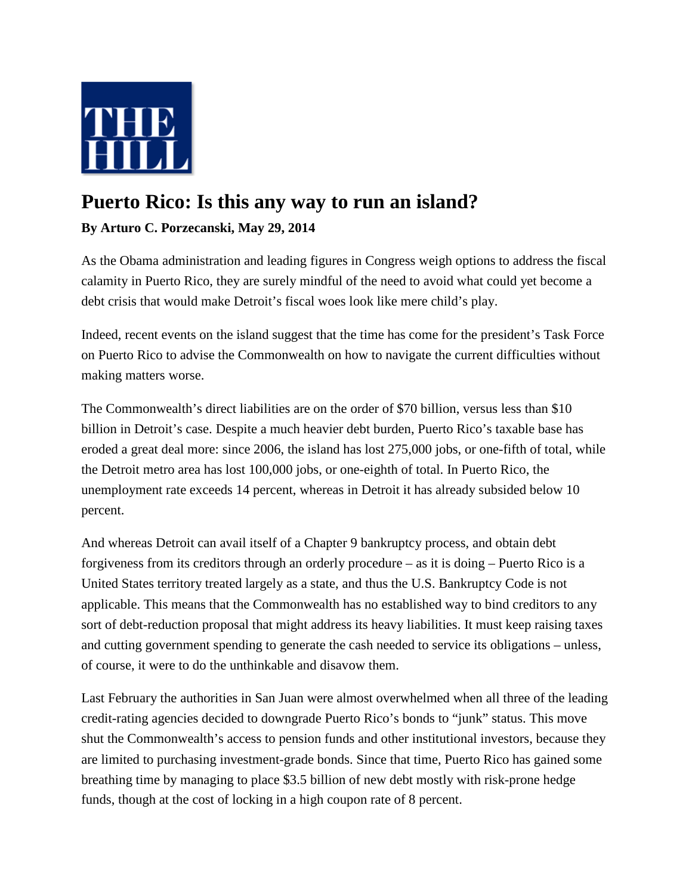THE HILL

# Puerto Rico: Is this any way to run an island?

**By Arturo C. Porzecanski, May 29, 2014**

As the Obama administration and leading figures in Congress weigh options to address the fiscal calamity in Puerto Rico, they are surely mindful of the need to avoid what could yet become a debt crisis that would make Detroit's fiscal woes look like mere child's play.

Indeed, recent events on the island suggest that the time has come for the president's Task Force on Puerto Rico to advise the Commonwealth on how to navigate the current difficulties without making matters worse.

The Commonwealth's direct liabilities are on the order of $70 billion, versus less than $10 billion in Detroit's case. Despite a much heavier debt burden, Puerto Rico's taxable base has eroded a great deal more: since 2006, the island has lost 275,000 jobs, or one-fifth of total, while the Detroit metro area has lost 100,000 jobs, or one-eighth of total. In Puerto Rico, the unemployment rate exceeds 14 percent, whereas in Detroit it has already subsided below 10 percent.

And whereas Detroit can avail itself of a Chapter 9 bankruptcy process, and obtain debt forgiveness from its creditors through an orderly procedure – as it is doing – Puerto Rico is a United States territory treated largely as a state, and thus the U.S. Bankruptcy Code is not applicable. This means that the Commonwealth has no established way to bind creditors to any sort of debt-reduction proposal that might address its heavy liabilities. It must keep raising taxes and cutting government spending to generate the cash needed to service its obligations – unless, of course, it were to do the unthinkable and disavow them.

Last February the authorities in San Juan were almost overwhelmed when all three of the leading credit-rating agencies decided to downgrade Puerto Rico's bonds to "junk" status. This move shut the Commonwealth's access to pension funds and other institutional investors, because they are limited to purchasing investment-grade bonds. Since that time, Puerto Rico has gained some breathing time by managing to place $3.5 billion of new debt mostly with risk-prone hedge funds, though at the cost of locking in a high coupon rate of 8 percent.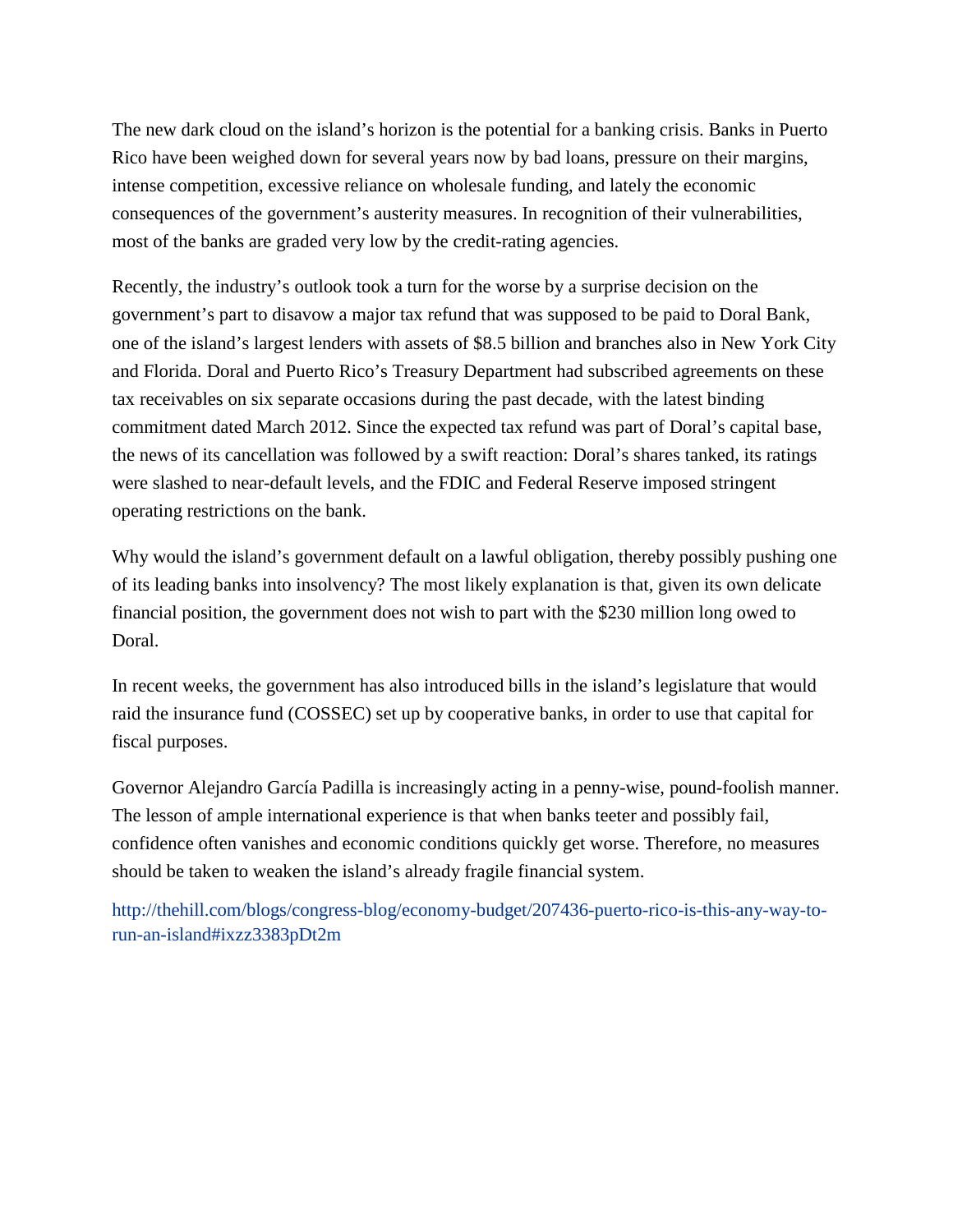The new dark cloud on the island's horizon is the potential for a banking crisis. Banks in Puerto Rico have been weighed down for several years now by bad loans, pressure on their margins, intense competition, excessive reliance on wholesale funding, and lately the economic consequences of the government's austerity measures. In recognition of their vulnerabilities, most of the banks are graded very low by the credit-rating agencies.

Recently, the industry's outlook took a turn for the worse by a surprise decision on the government's part to disavow a major tax refund that was supposed to be paid to Doral Bank, one of the island's largest lenders with assets of $8.5 billion and branches also in New York City and Florida. Doral and Puerto Rico's Treasury Department had subscribed agreements on these tax receivables on six separate occasions during the past decade, with the latest binding commitment dated March 2012. Since the expected tax refund was part of Doral's capital base, the news of its cancellation was followed by a swift reaction: Doral's shares tanked, its ratings were slashed to near-default levels, and the FDIC and Federal Reserve imposed stringent operating restrictions on the bank.

Why would the island's government default on a lawful obligation, thereby possibly pushing one of its leading banks into insolvency? The most likely explanation is that, given its own delicate financial position, the government does not wish to part with the $230 million long owed to Doral.

In recent weeks, the government has also introduced bills in the island's legislature that would raid the insurance fund (COSSEC) set up by cooperative banks, in order to use that capital for fiscal purposes.

Governor Alejandro García Padilla is increasingly acting in a penny-wise, pound-foolish manner. The lesson of ample international experience is that when banks teeter and possibly fail, confidence often vanishes and economic conditions quickly get worse. Therefore, no measures should be taken to weaken the island's already fragile financial system.

http://thehill.com/blogs/congress-blog/economy-budget/207436-puerto-rico-is-this-any-way-to-run-an-island#ixzz3383pDt2m